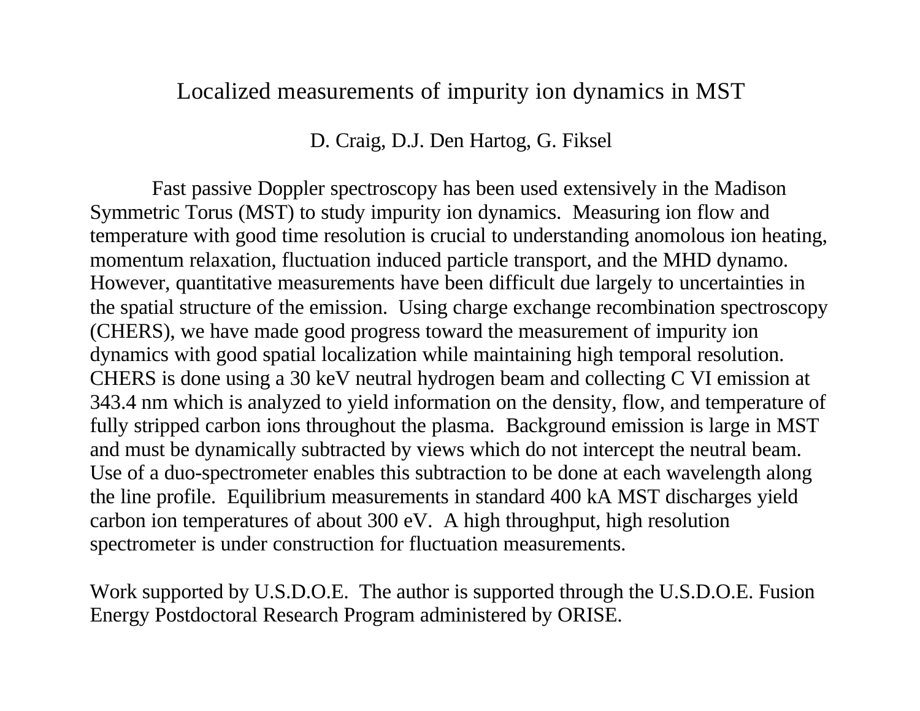# Localized measurements of impurity ion dynamics in MST

D. Craig, D.J. Den Hartog, G. Fiksel

Fast passive Doppler spectroscopy has been used extensively in the Madison Symmetric Torus (MST) to study impurity ion dynamics. Measuring ion flow and temperature with good time resolution is crucial to understanding anomolous ion heating, momentum relaxation, fluctuation induced particle transport, and the MHD dynamo. However, quantitative measurements have been difficult due largely to uncertainties in the spatial structure of the emission. Using charge exchange recombination spectroscopy (CHERS), we have made good progress toward the measurement of impurity ion dynamics with good spatial localization while maintaining high temporal resolution. CHERS is done using a 30 keV neutral hydrogen beam and collecting C VI emission at 343.4 nm which is analyzed to yield information on the density, flow, and temperature of fully stripped carbon ions throughout the plasma. Background emission is large in MST and must be dynamically subtracted by views which do not intercept the neutral beam. Use of a duo-spectrometer enables this subtraction to be done at each wavelength along the line profile. Equilibrium measurements in standard 400 kA MST discharges yield carbon ion temperatures of about 300 eV. A high throughput, high resolution spectrometer is under construction for fluctuation measurements.

Work supported by U.S.D.O.E. The author is supported through the U.S.D.O.E. Fusion Energy Postdoctoral Research Program administered by ORISE.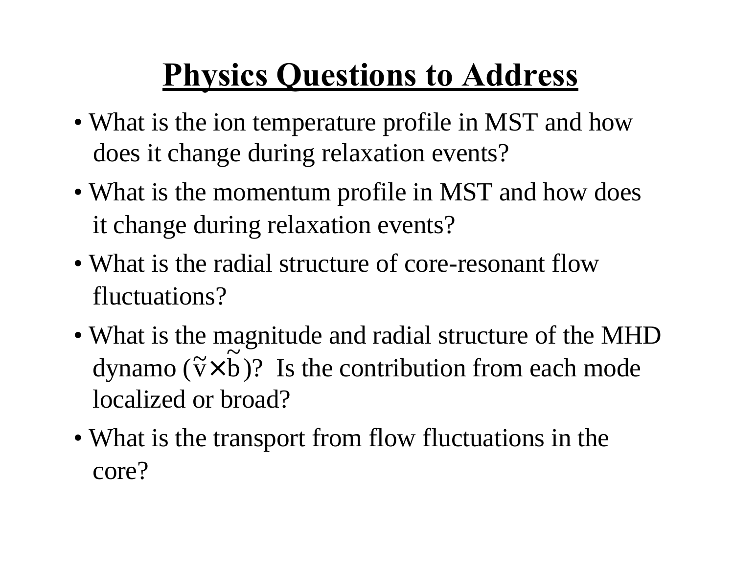# Physics Questions to Address

- What is the ion temperature profile in MST and how does it change during relaxation events?
- What is the momentum profile in MST and how does it change during relaxation events?
- What is the radial structure of core-resonant flow fluctuations?
- What is the magnitude and radial structure of the MHD dynamo ($\tilde{v} \times \tilde{b}$)? Is the contribution from each mode localized or broad?
- What is the transport from flow fluctuations in the core?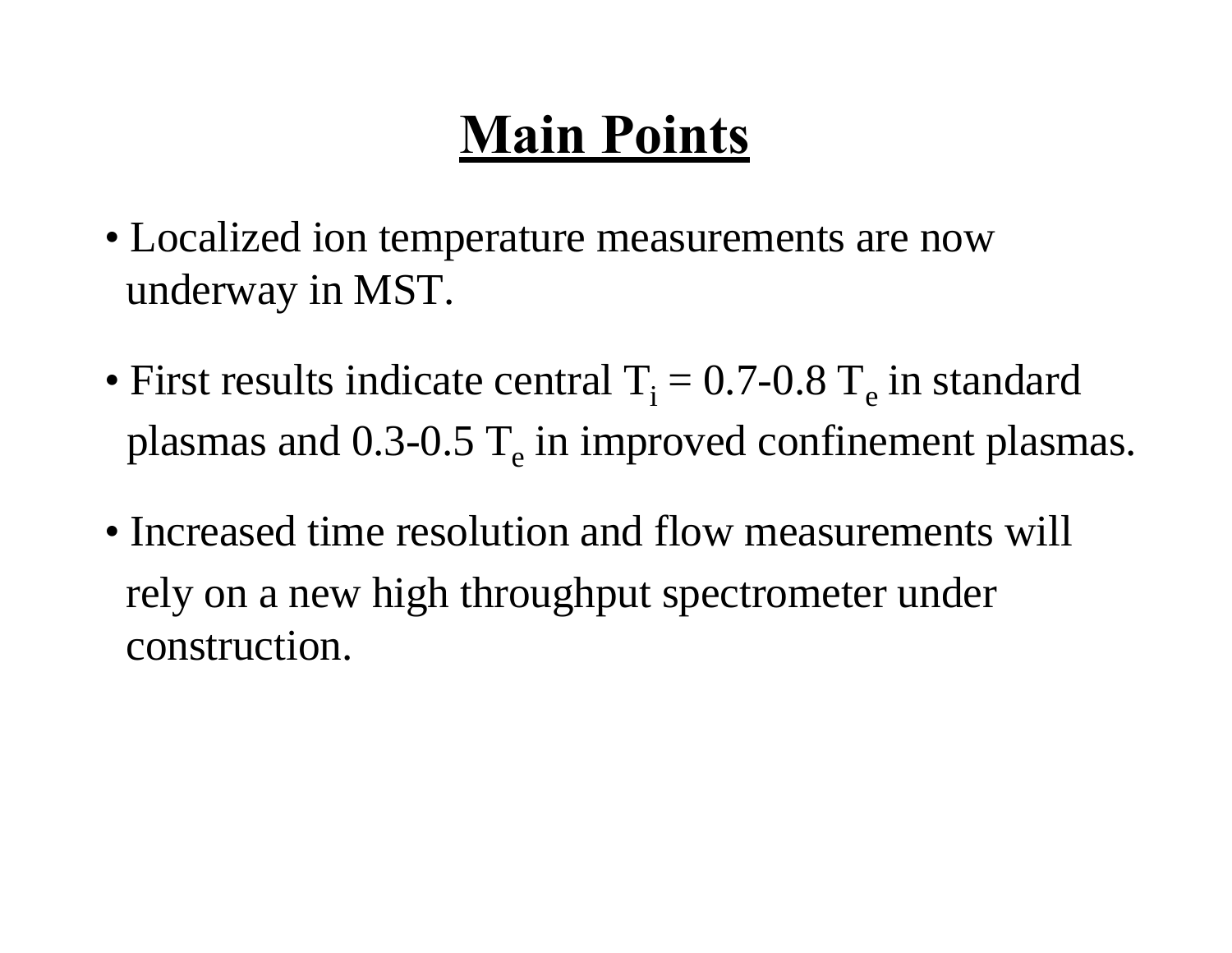# Main Points

- Localized ion temperature measurements are now underway in MST.
- First results indicate central $T_i$ = 0.7-0.8 $T_e$ in standard plasmas and 0.3-0.5 $T_e$ in improved confinement plasmas.
- Increased time resolution and flow measurements will rely on a new high throughput spectrometer under construction.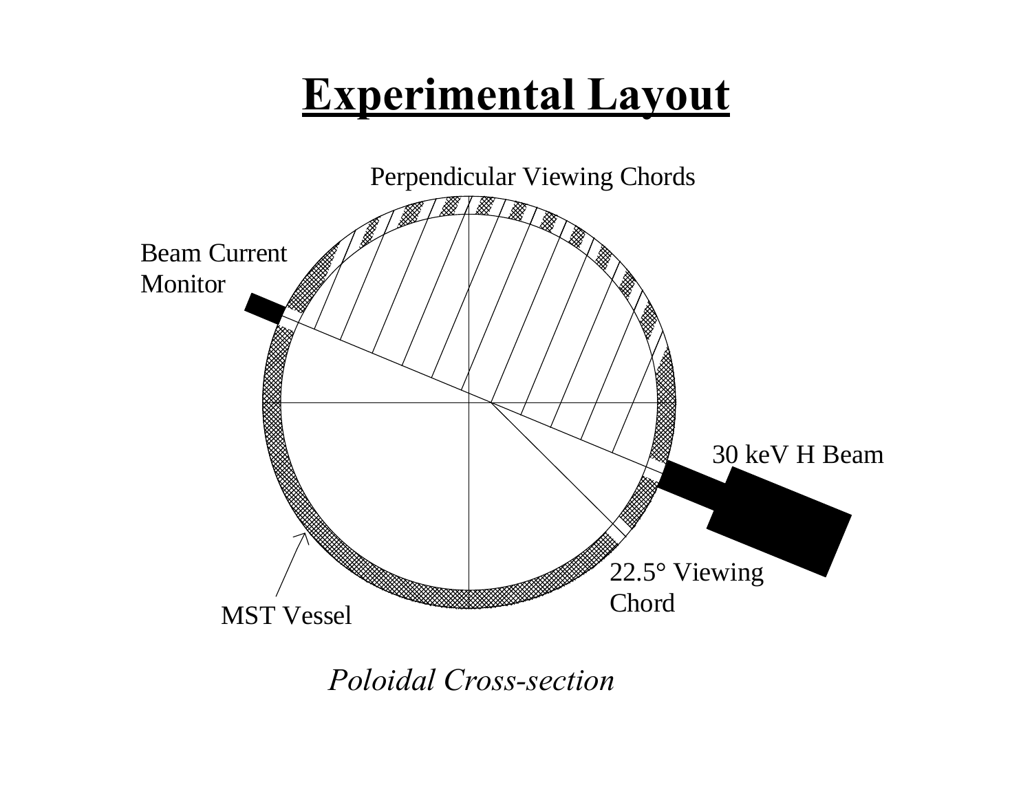# Experimental Layout

Perpendicular Viewing Chords

Beam Current Monitor

30 keV H Beam

22.5° Viewing Chord

MST Vessel

*Poloidal Cross-section*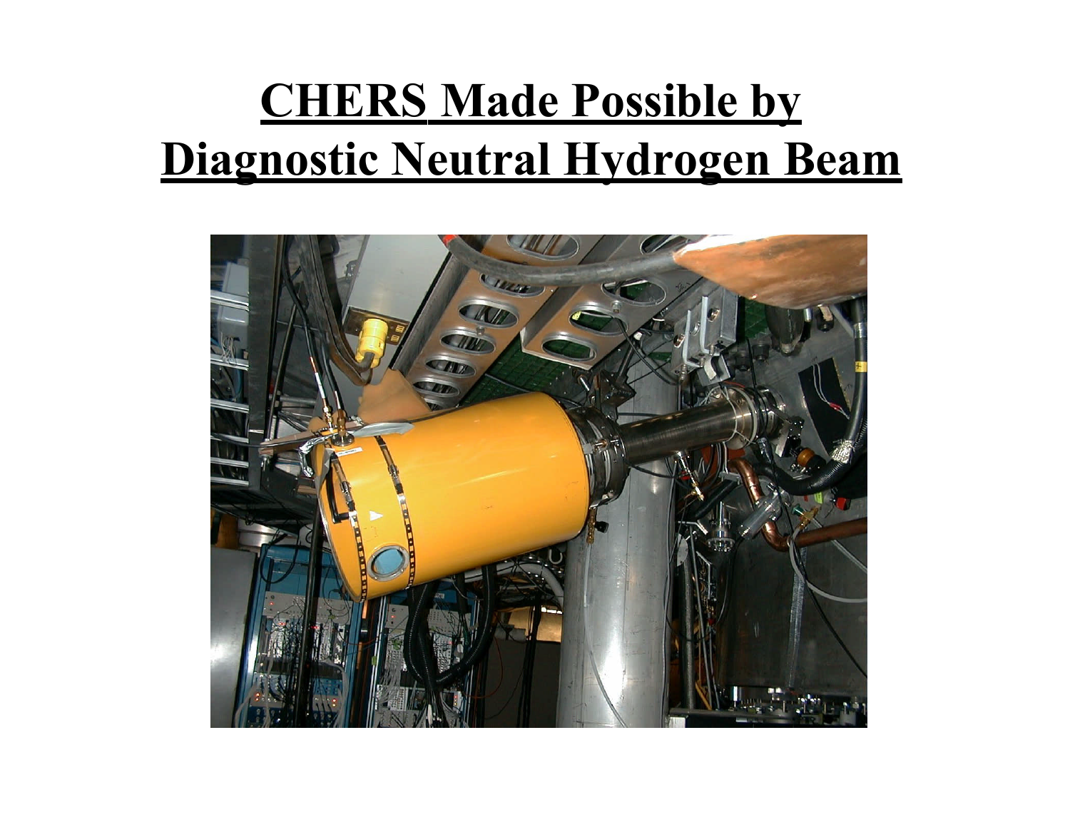# CHERS Made Possible by Diagnostic Neutral Hydrogen Beam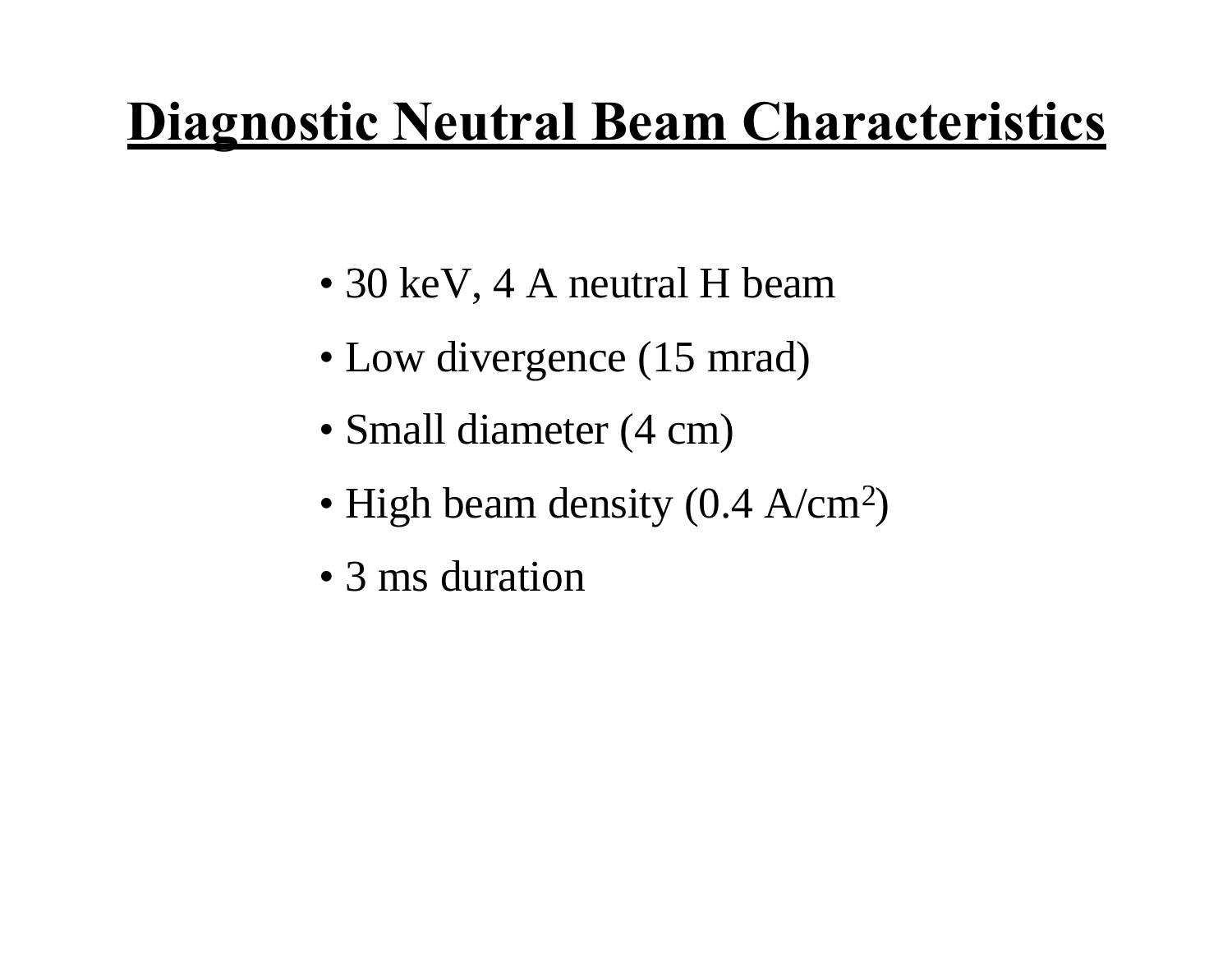# Diagnostic Neutral Beam Characteristics

- 30 keV, 4 A neutral H beam
- Low divergence (15 mrad)
- Small diameter (4 cm)
- High beam density (0.4 $A/cm^2$)
- 3 ms duration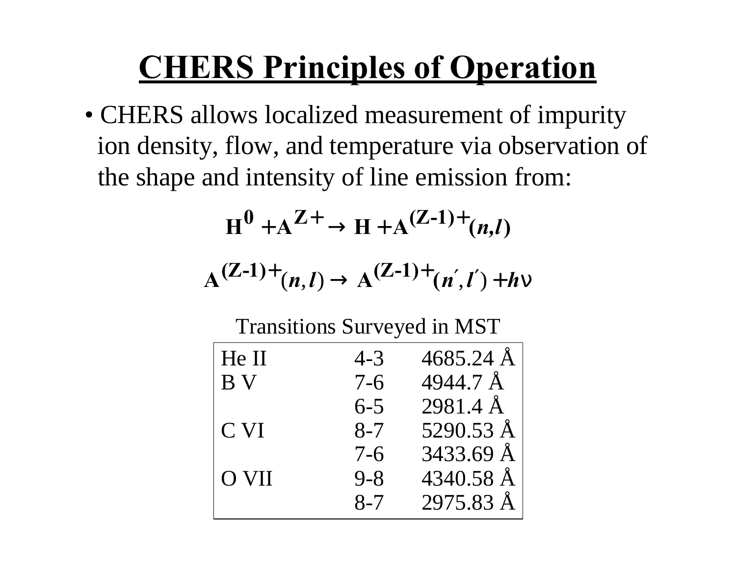# CHERS Principles of Operation

- CHERS allows localized measurement of impurity ion density, flow, and temperature via observation of the shape and intensity of line emission from:

$$\mathbf{H^0 + A^{Z+} \rightarrow H + A^{(Z\text{-}1)+}(\mathit{n,l})}$$

$$\mathbf{A^{(Z\text{-}1)+}(\mathit{n},\mathit{l}) \rightarrow A^{(Z\text{-}1)+}(\mathit{n}',\mathit{l}') + \mathit{h}\nu}$$

Transitions Surveyed in MST

| Ion | Transition | Wavelength |
|---|---|---|
| He II | 4-3 | 4685.24 Å |
| B V | 7-6 | 4944.7 Å |
| | 6-5 | 2981.4 Å |
| C VI | 8-7 | 5290.53 Å |
| | 7-6 | 3433.69 Å |
| O VII | 9-8 | 4340.58 Å |
| | 8-7 | 2975.83 Å |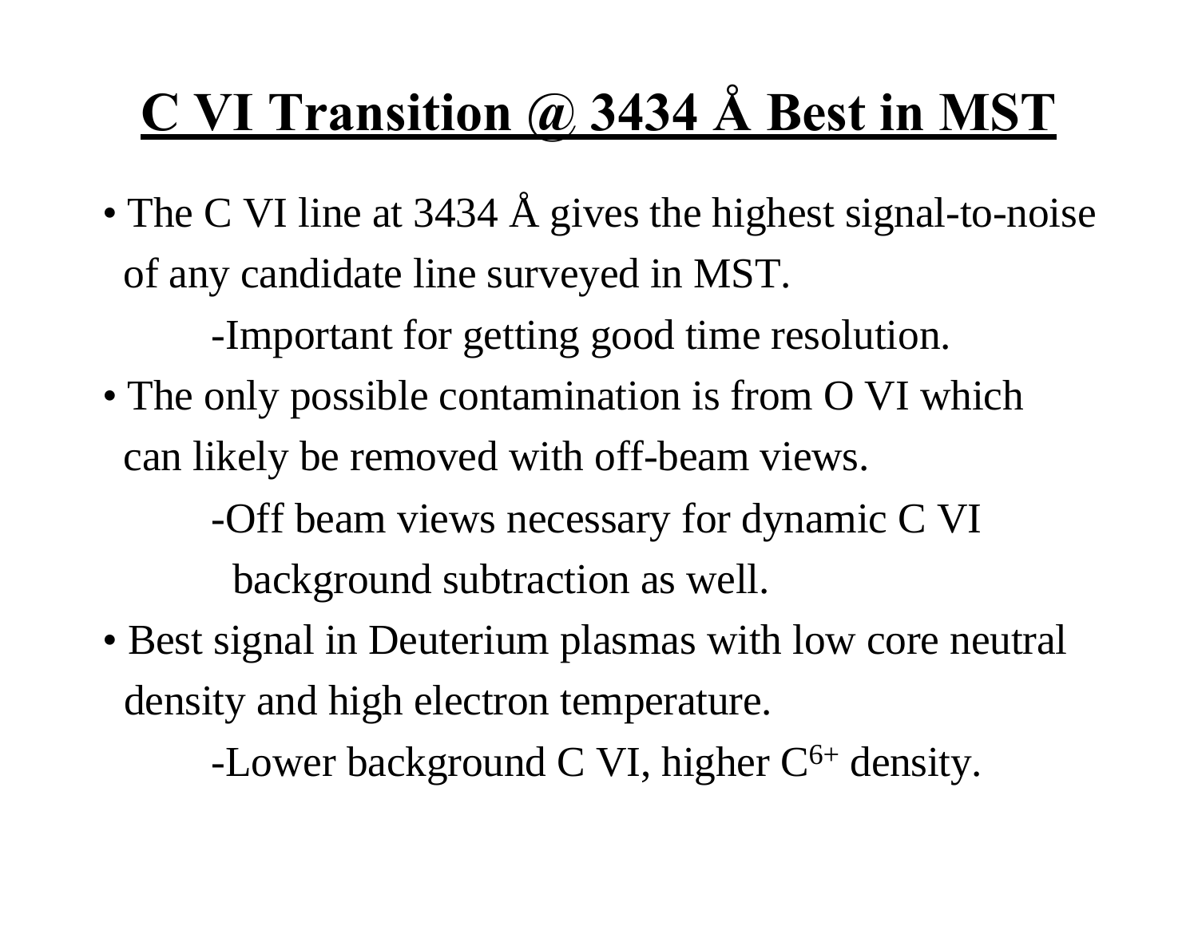# C VI Transition @ 3434 Å Best in MST

- The C VI line at 3434 Å gives the highest signal-to-noise of any candidate line surveyed in MST.
  - -Important for getting good time resolution.
- The only possible contamination is from O VI which can likely be removed with off-beam views.
  - -Off beam views necessary for dynamic C VI background subtraction as well.
- Best signal in Deuterium plasmas with low core neutral density and high electron temperature.
  - -Lower background C VI, higher $C^{6+}$ density.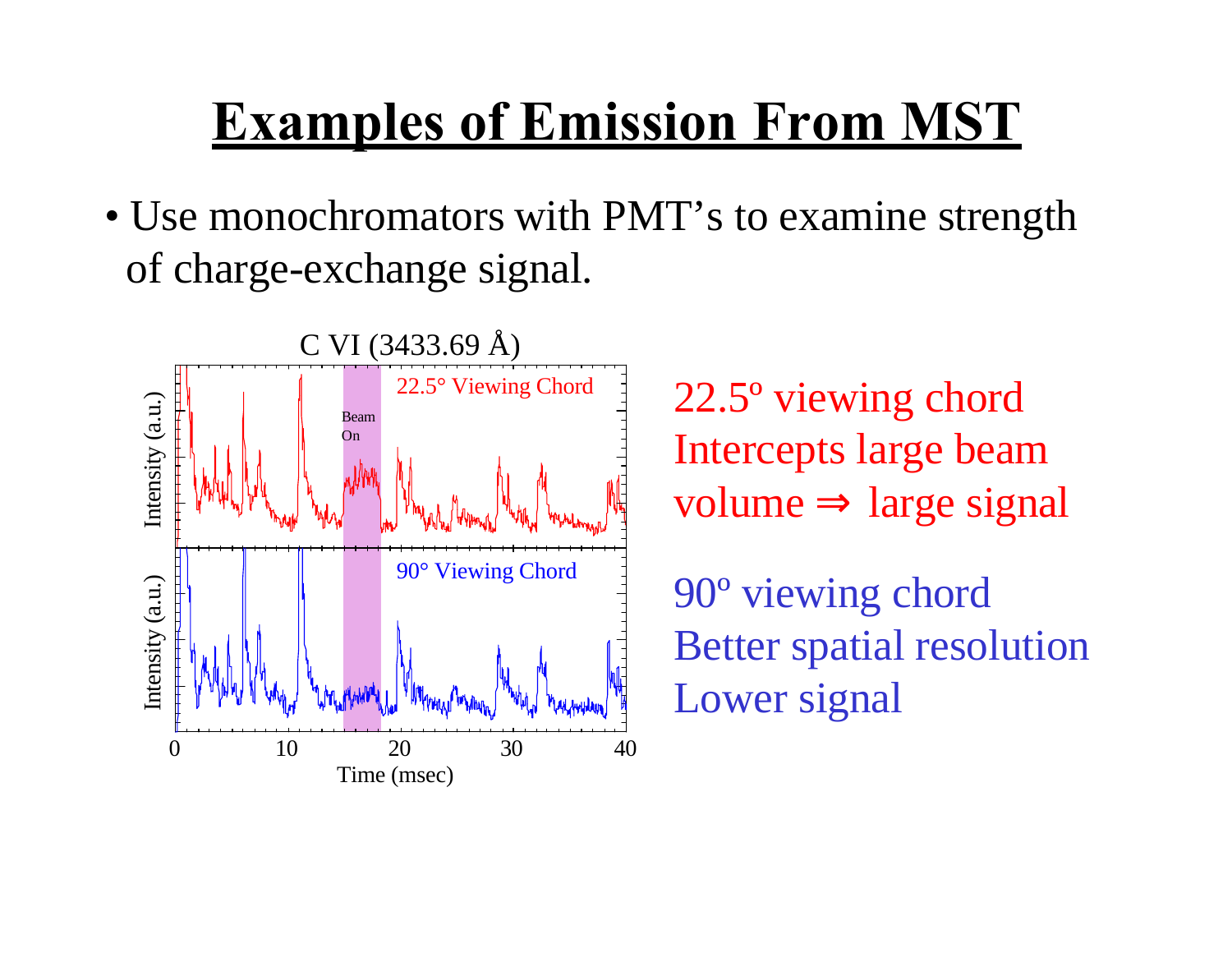# Examples of Emission From MST

- Use monochromators with PMT's to examine strength of charge-exchange signal.

22.5º viewing chord
Intercepts large beam volume ⇒ large signal

90º viewing chord
Better spatial resolution
Lower signal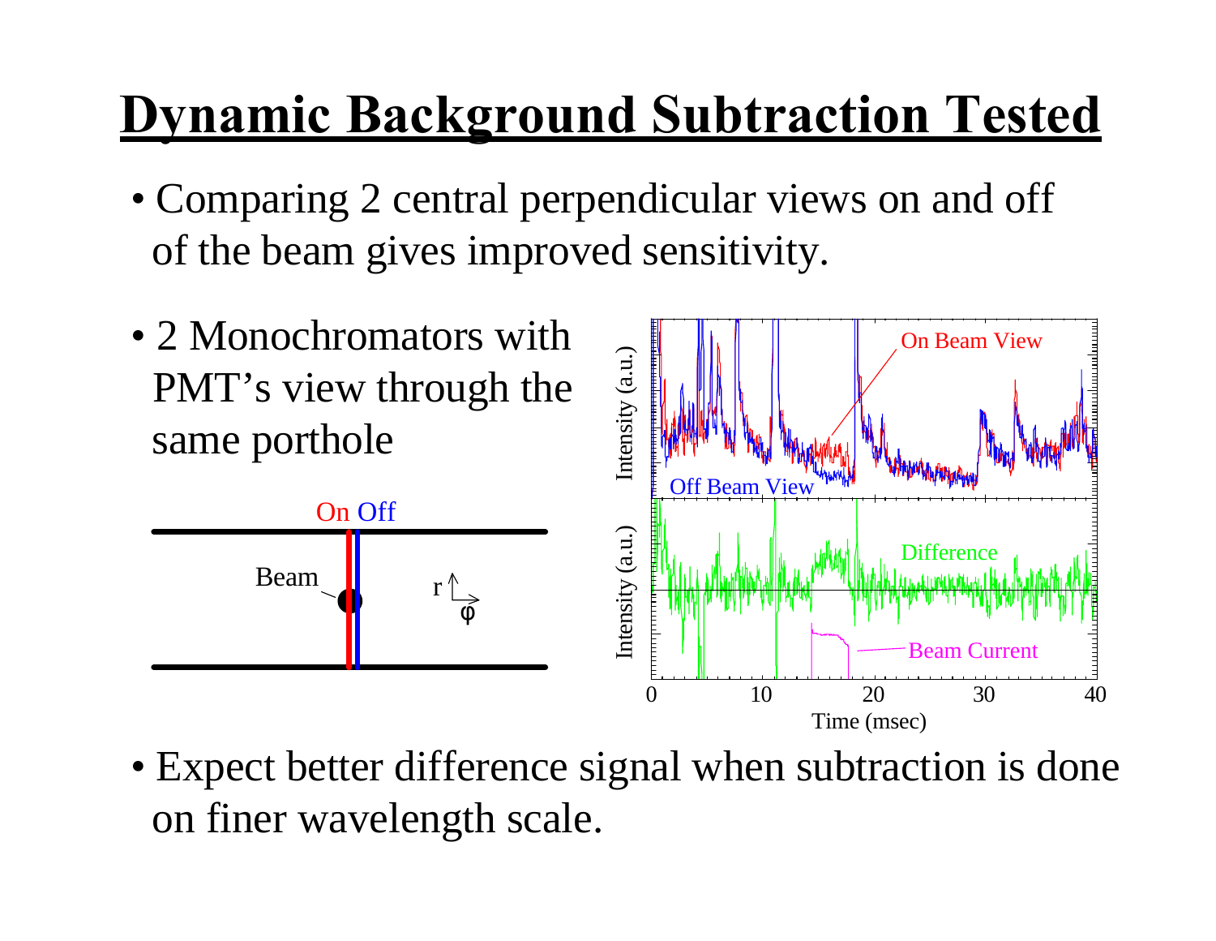# Dynamic Background Subtraction Tested

- Comparing 2 central perpendicular views on and off of the beam gives improved sensitivity.

- 2 Monochromators with PMT's view through the same porthole

- Expect better difference signal when subtraction is done on finer wavelength scale.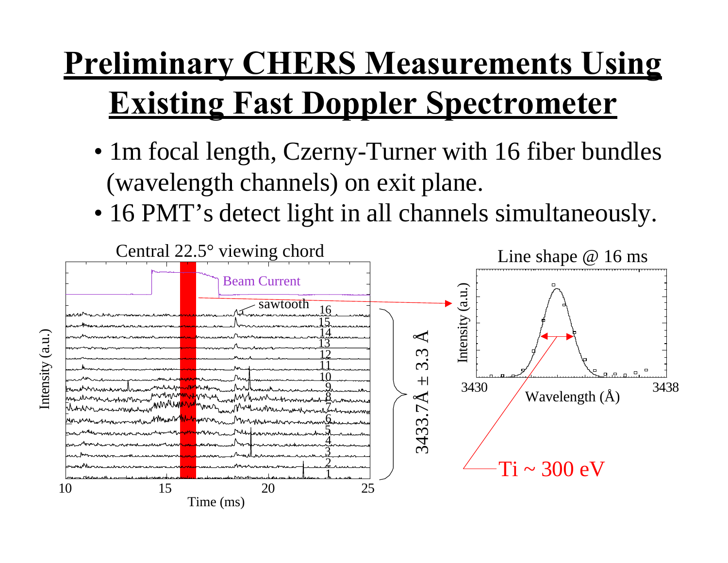# Preliminary CHERS Measurements Using Existing Fast Doppler Spectrometer

- 1m focal length, Czerny-Turner with 16 fiber bundles (wavelength channels) on exit plane.
- 16 PMT's detect light in all channels simultaneously.

Central 22.5° viewing chord

Line shape @ 16 ms

3433.7Å ± 3.3 Å

Ti ~ 300 eV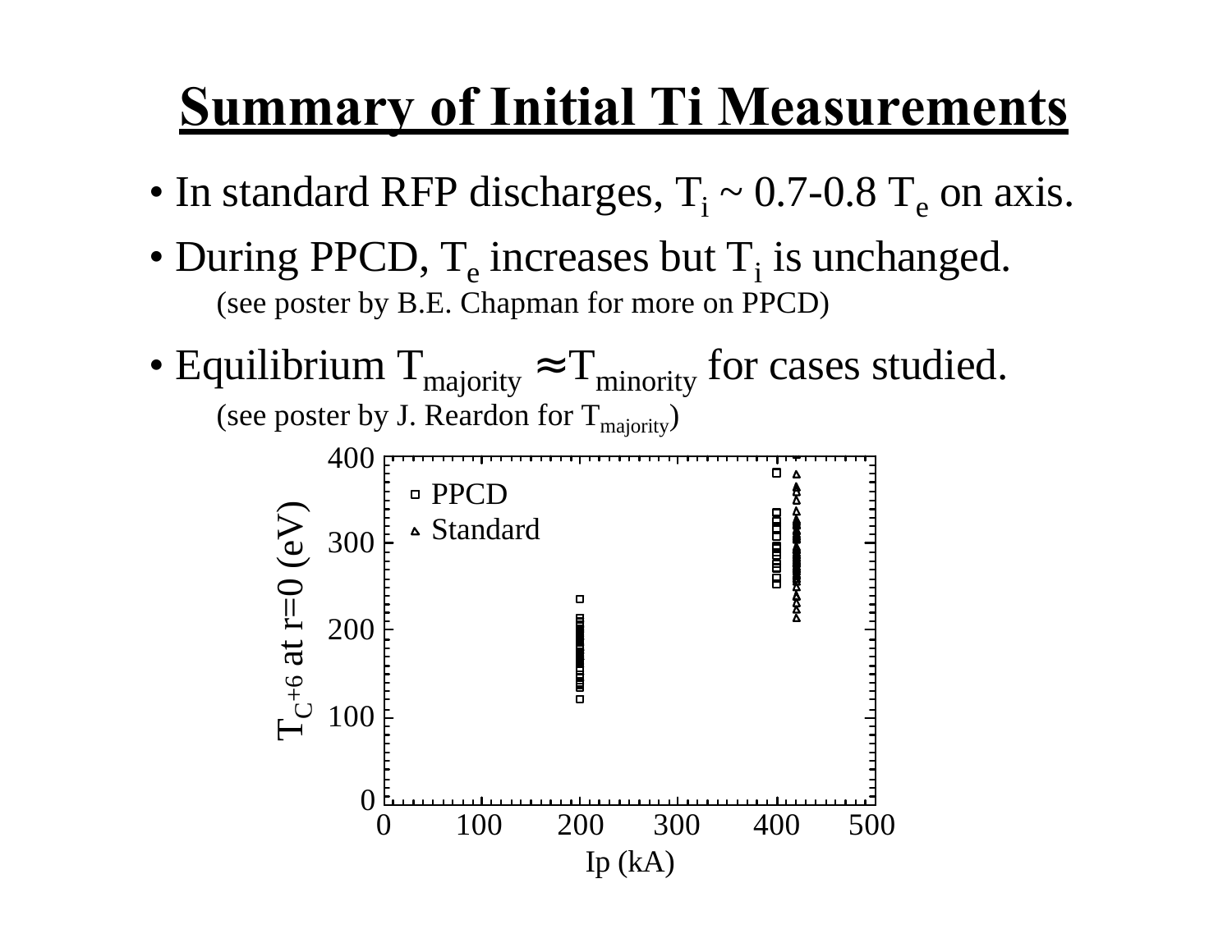# Summary of Initial Ti Measurements

- In standard RFP discharges, $T_i \sim 0.7\text{-}0.8\ T_e$ on axis.
- During PPCD, $T_e$ increases but $T_i$ is unchanged.
  (see poster by B.E. Chapman for more on PPCD)
- Equilibrium $T_{majority} \approx T_{minority}$ for cases studied.
  (see poster by J. Reardon for $T_{majority}$)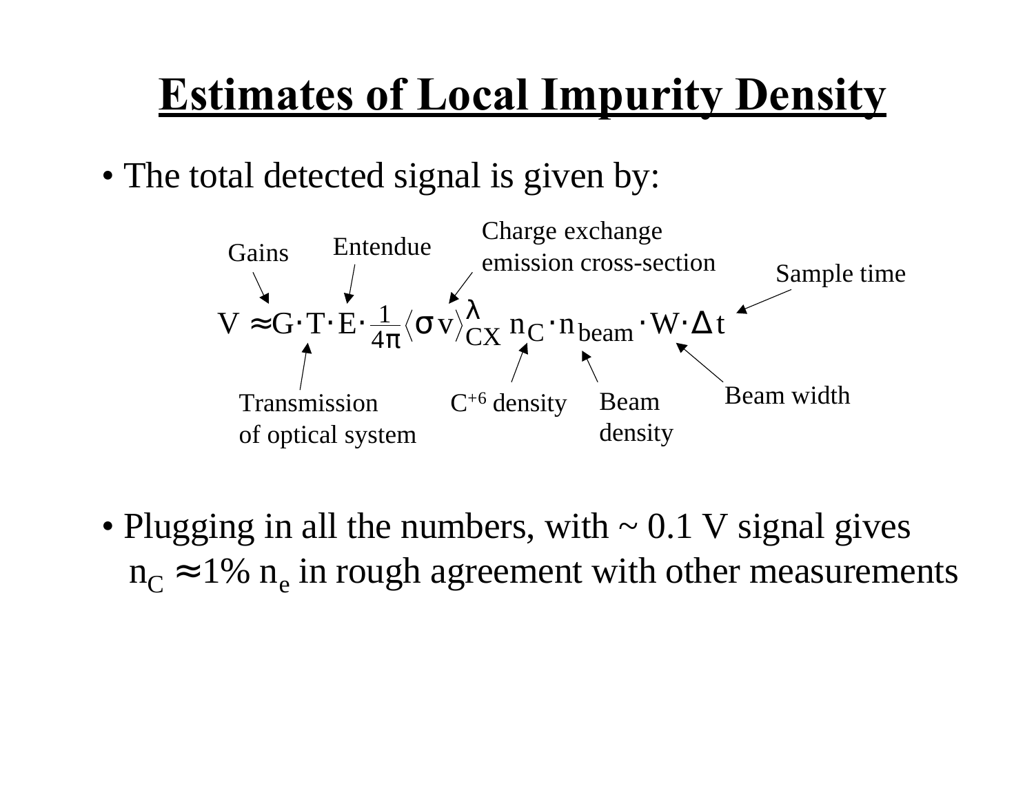# Estimates of Local Impurity Density

- The total detected signal is given by:

$$V \approx G \cdot T \cdot E \cdot \frac{1}{4\pi} \langle \sigma v \rangle_{CX}^{\lambda} \, n_C \cdot n_{beam} \cdot W \cdot \Delta t$$

Gains ($G$); Entendue ($E$); Charge exchange emission cross-section ($\langle \sigma v \rangle_{CX}^{\lambda}$); Sample time ($\Delta t$); Transmission of optical system ($T$); $C^{+6}$ density ($n_C$); Beam density ($n_{beam}$); Beam width ($W$)

- Plugging in all the numbers, with ~ 0.1 V signal gives $n_C \approx 1\% \, n_e$ in rough agreement with other measurements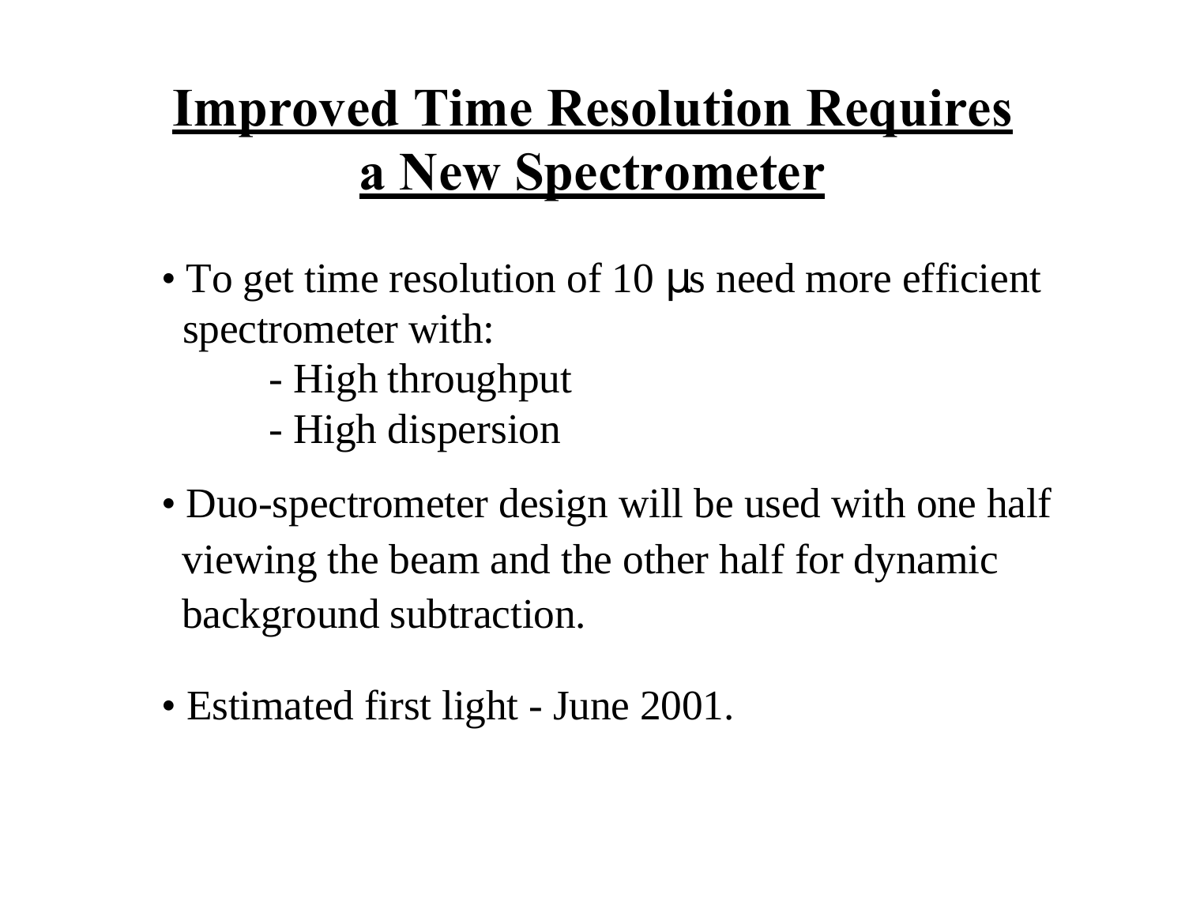# Improved Time Resolution Requires a New Spectrometer

- To get time resolution of 10 μs need more efficient spectrometer with:
  - High throughput
  - High dispersion
- Duo-spectrometer design will be used with one half viewing the beam and the other half for dynamic background subtraction.
- Estimated first light - June 2001.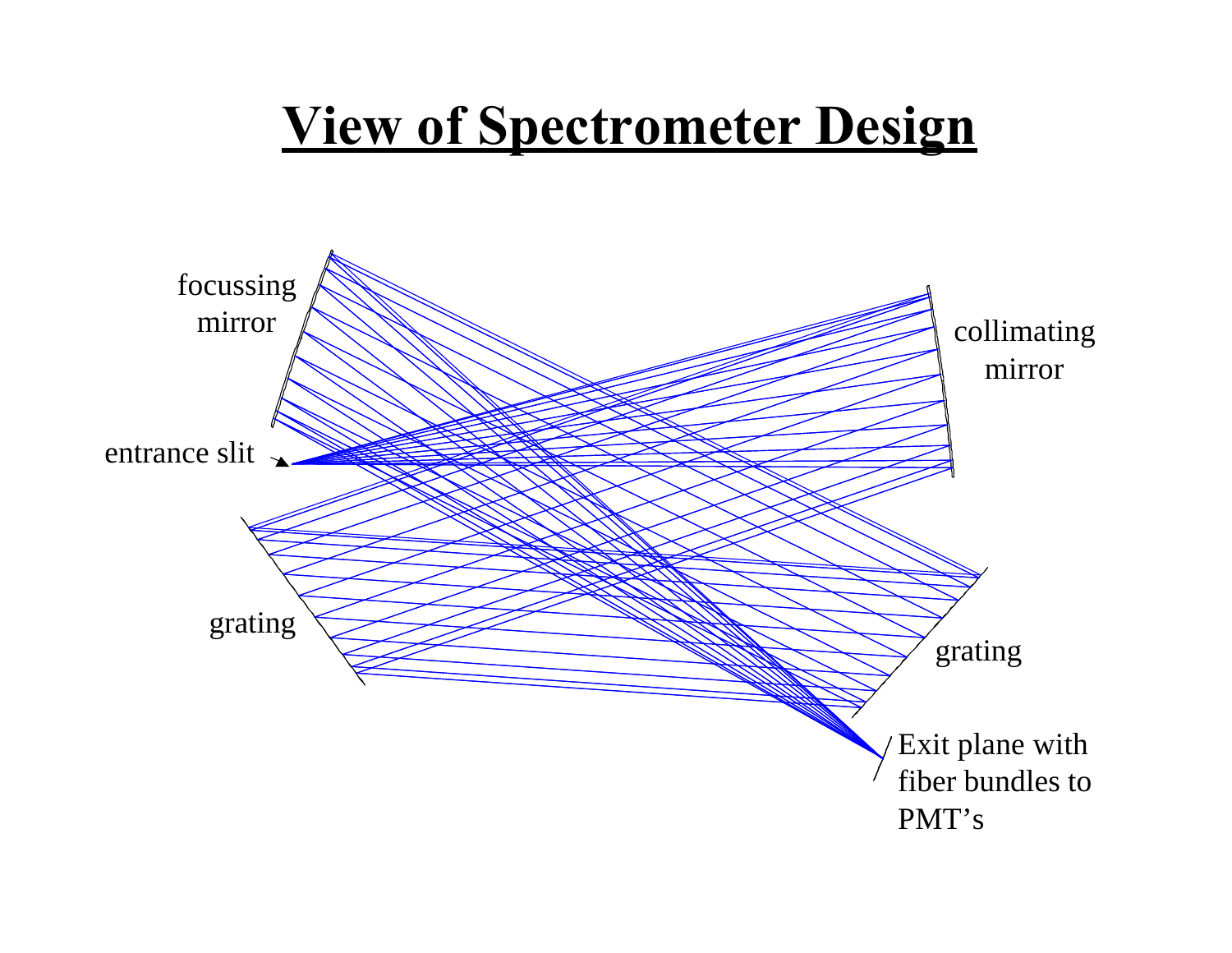# View of Spectrometer Design

focussing mirror

collimating mirror

entrance slit

grating

grating

Exit plane with fiber bundles to PMT's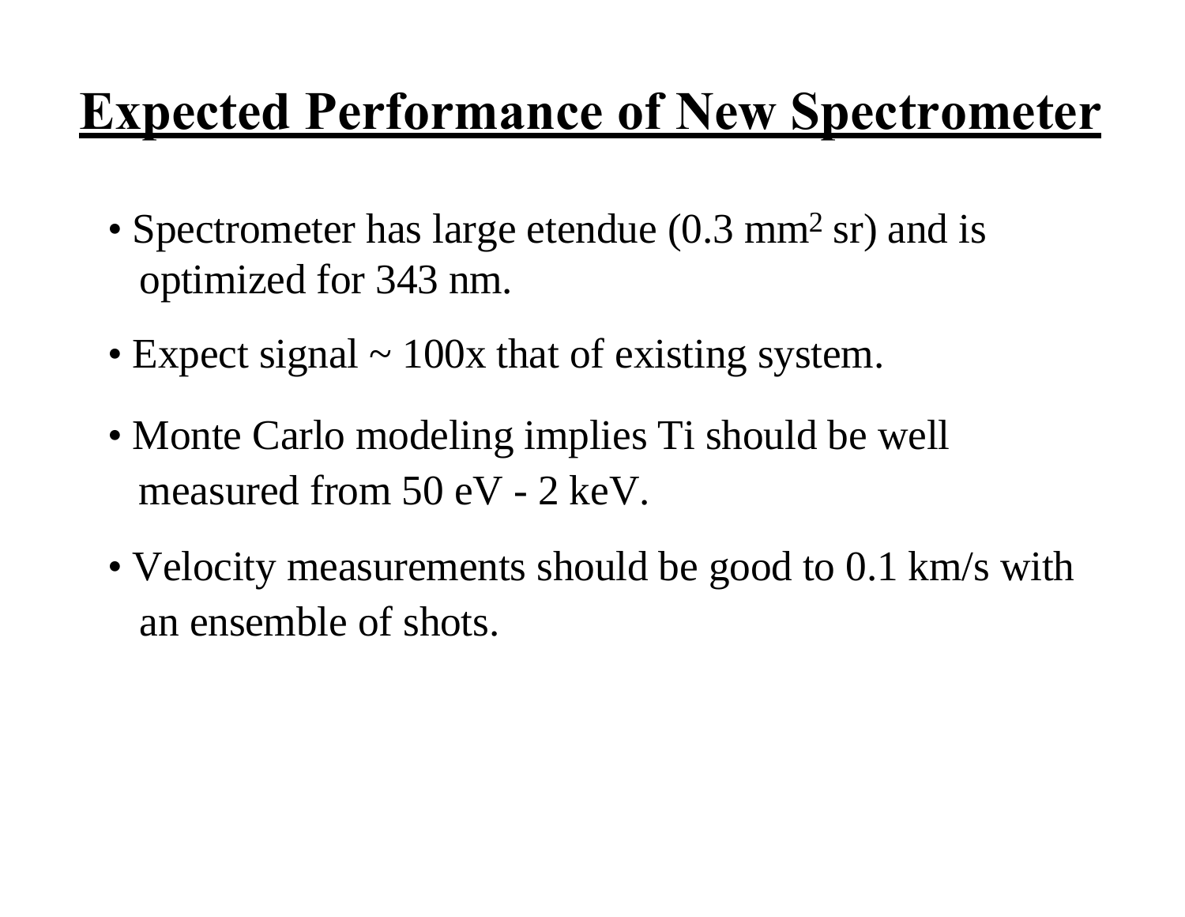# Expected Performance of New Spectrometer

- Spectrometer has large etendue (0.3 $mm^2$ sr) and is optimized for 343 nm.
- Expect signal ~ 100x that of existing system.
- Monte Carlo modeling implies Ti should be well measured from 50 eV - 2 keV.
- Velocity measurements should be good to 0.1 km/s with an ensemble of shots.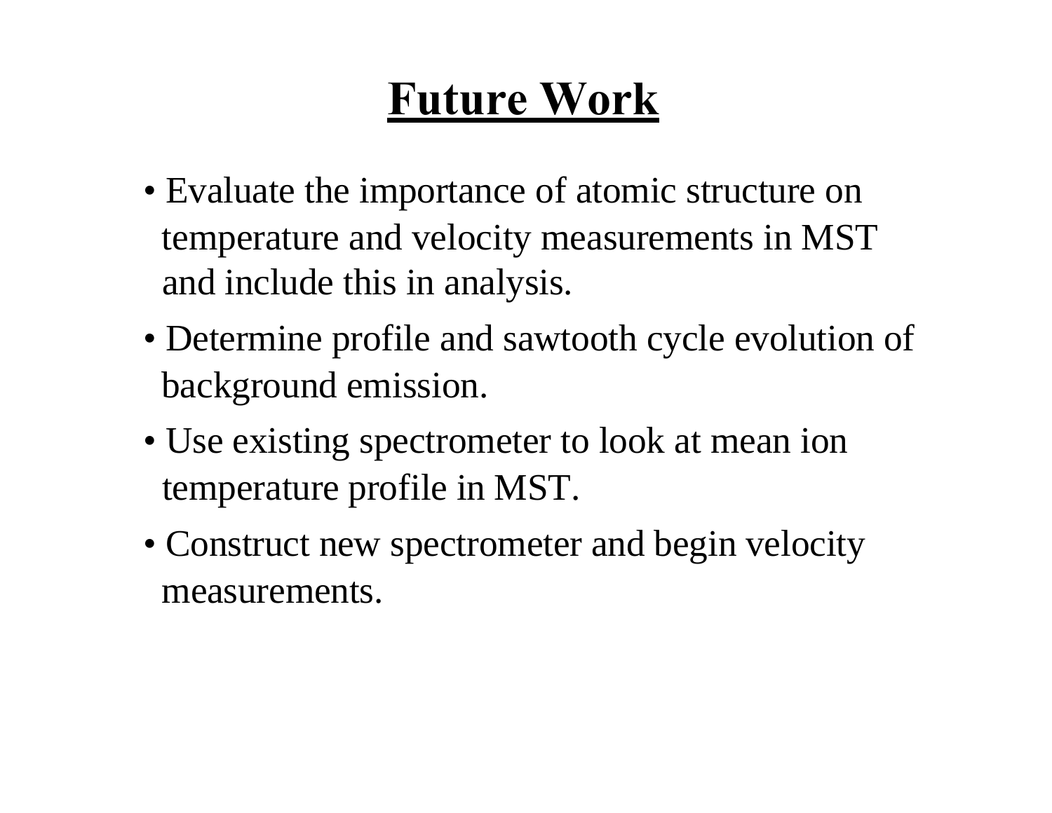# Future Work

- Evaluate the importance of atomic structure on temperature and velocity measurements in MST and include this in analysis.
- Determine profile and sawtooth cycle evolution of background emission.
- Use existing spectrometer to look at mean ion temperature profile in MST.
- Construct new spectrometer and begin velocity measurements.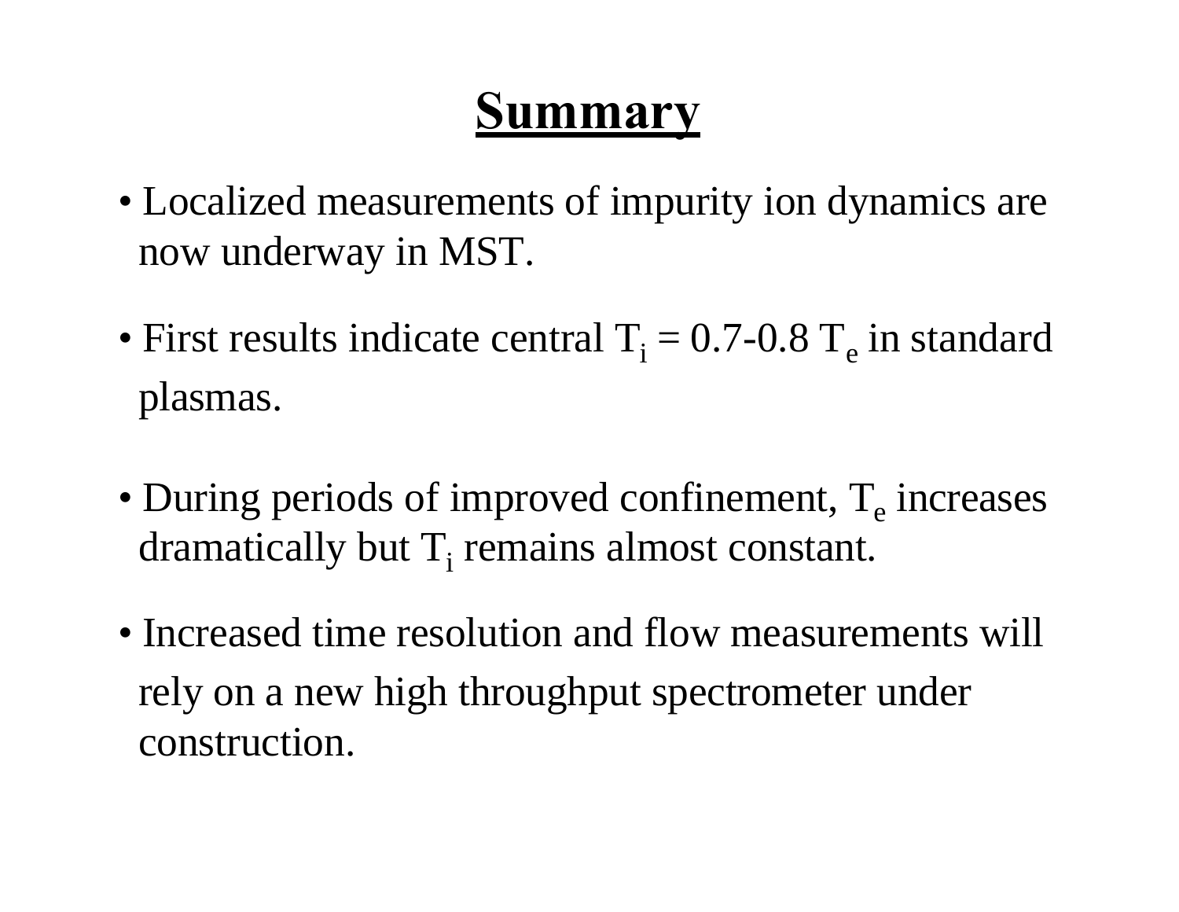# Summary

- Localized measurements of impurity ion dynamics are now underway in MST.
- First results indicate central $T_i = 0.7\text{-}0.8\ T_e$ in standard plasmas.
- During periods of improved confinement, $T_e$ increases dramatically but $T_i$ remains almost constant.
- Increased time resolution and flow measurements will rely on a new high throughput spectrometer under construction.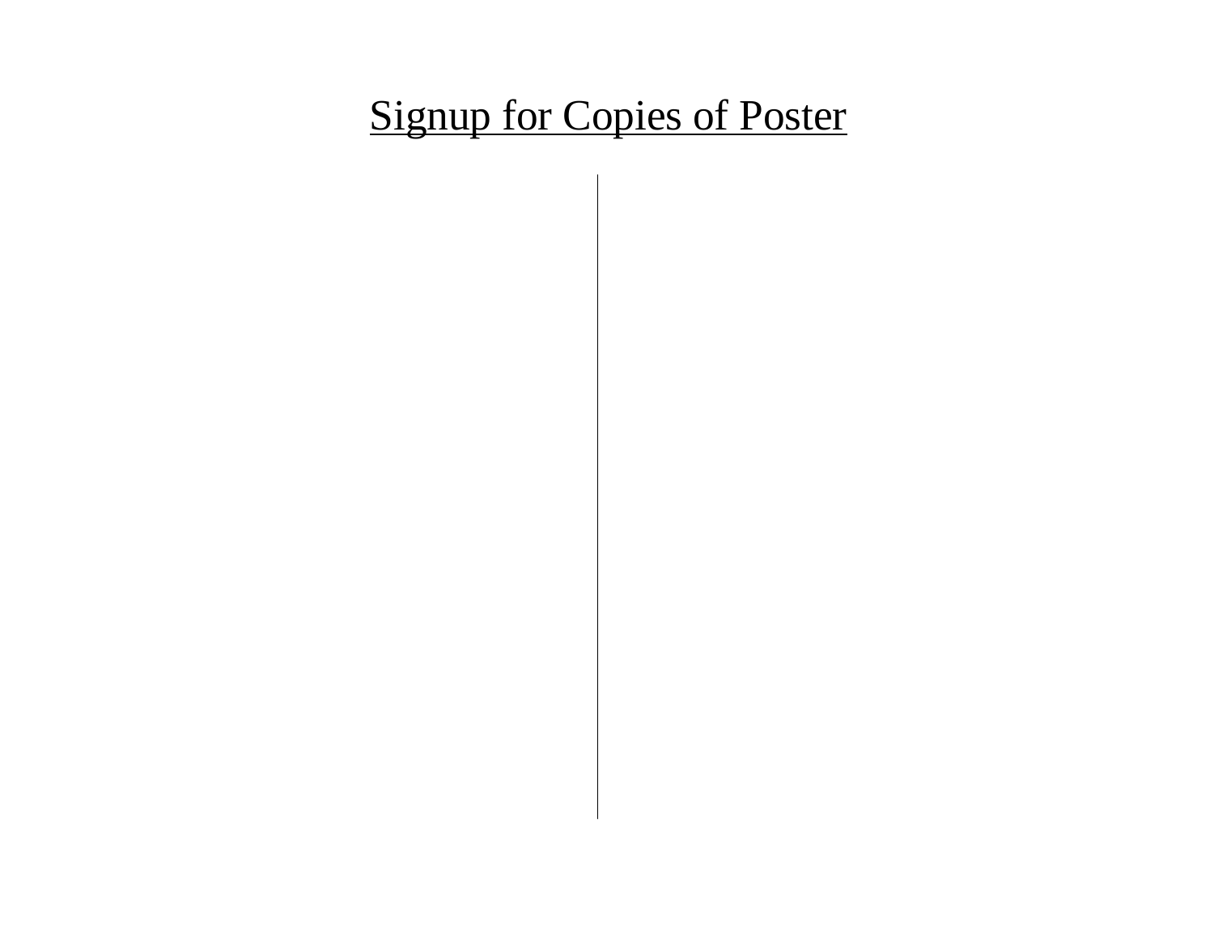# Signup for Copies of Poster